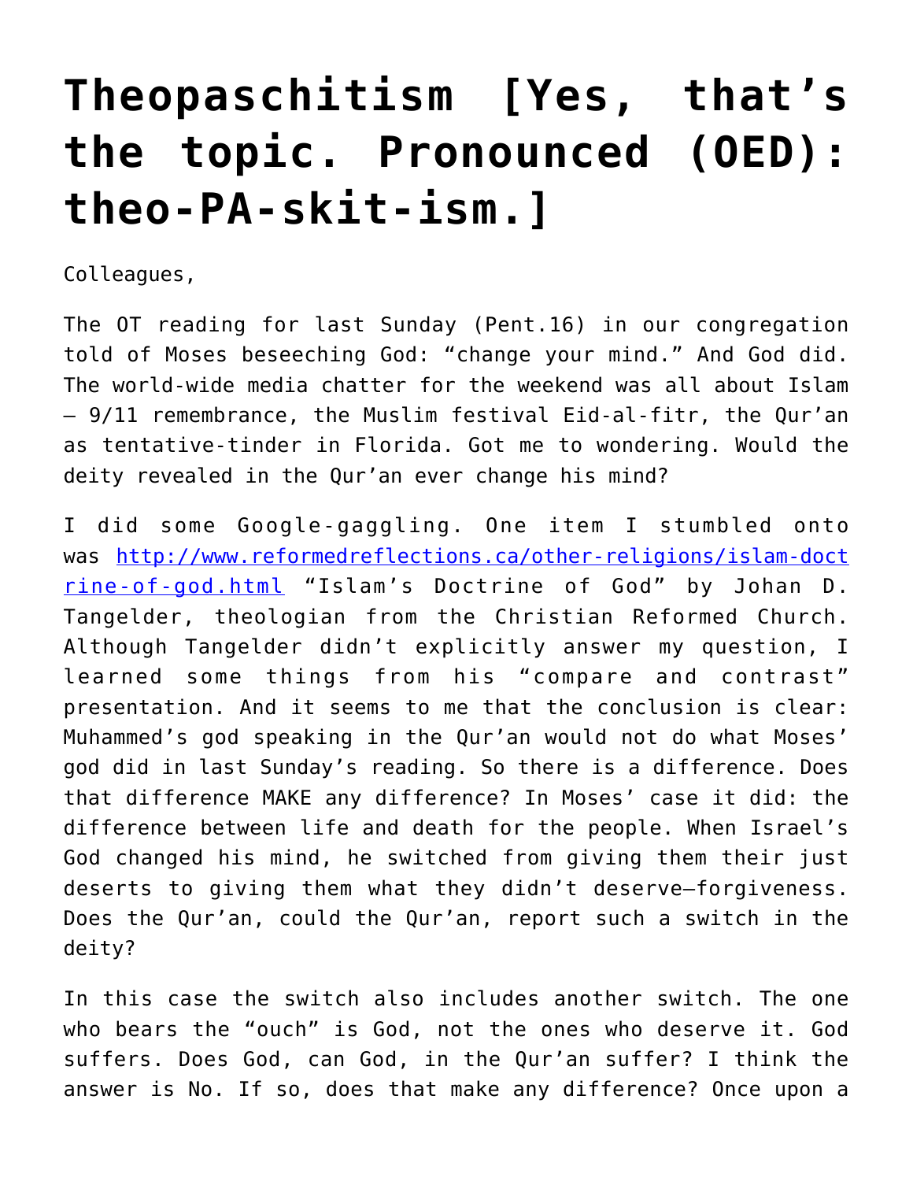# Theopaschitism [Yes, that's the topic. Pronounced (OED): theo-PA-skit-ism.]

Colleagues,

The OT reading for last Sunday (Pent.16) in our congregation told of Moses beseeching God: "change your mind." And God did. The world-wide media chatter for the weekend was all about Islam — 9/11 remembrance, the Muslim festival Eid-al-fitr, the Qur'an as tentative-tinder in Florida. Got me to wondering. Would the deity revealed in the Qur'an ever change his mind?

I did some Google-gaggling. One item I stumbled onto was [http://www.reformedreflections.ca/other-religions/islam-doctrine-of-god.html](http://www.reformedreflections.ca/other-religions/islam-doctrine-of-god.html) "Islam's Doctrine of God" by Johan D. Tangelder, theologian from the Christian Reformed Church. Although Tangelder didn't explicitly answer my question, I learned some things from his "compare and contrast" presentation. And it seems to me that the conclusion is clear: Muhammed's god speaking in the Qur'an would not do what Moses' god did in last Sunday's reading. So there is a difference. Does that difference MAKE any difference? In Moses' case it did: the difference between life and death for the people. When Israel's God changed his mind, he switched from giving them their just deserts to giving them what they didn't deserve—forgiveness. Does the Qur'an, could the Qur'an, report such a switch in the deity?

In this case the switch also includes another switch. The one who bears the "ouch" is God, not the ones who deserve it. God suffers. Does God, can God, in the Qur'an suffer? I think the answer is No. If so, does that make any difference? Once upon a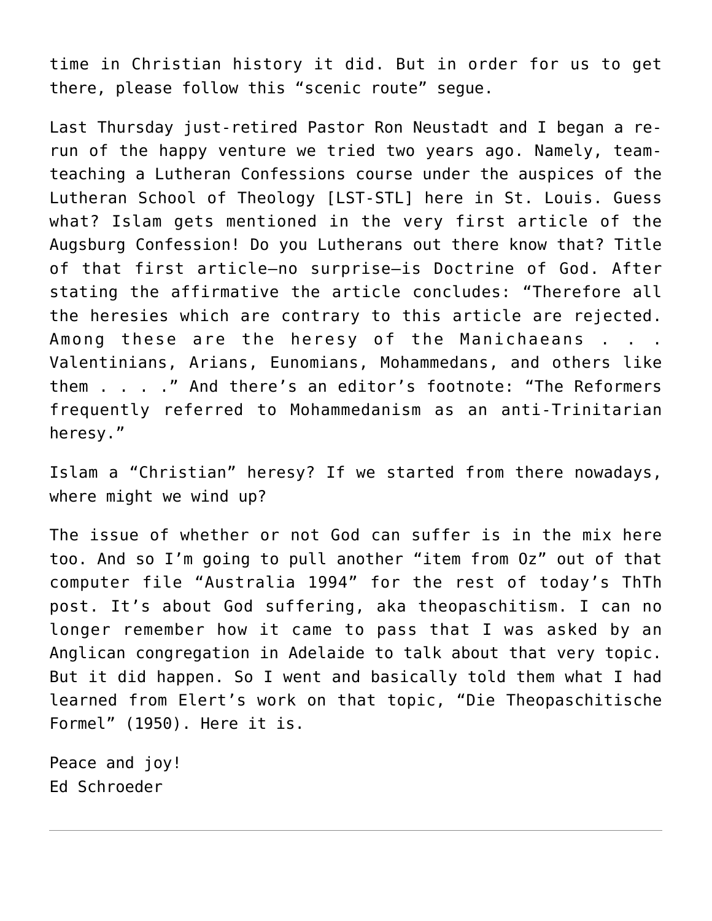time in Christian history it did. But in order for us to get there, please follow this "scenic route" segue.

Last Thursday just-retired Pastor Ron Neustadt and I began a re-run of the happy venture we tried two years ago. Namely, team-teaching a Lutheran Confessions course under the auspices of the Lutheran School of Theology [LST-STL] here in St. Louis. Guess what? Islam gets mentioned in the very first article of the Augsburg Confession! Do you Lutherans out there know that? Title of that first article—no surprise—is Doctrine of God. After stating the affirmative the article concludes: "Therefore all the heresies which are contrary to this article are rejected. Among these are the heresy of the Manichaeans . . . Valentinians, Arians, Eunomians, Mohammedans, and others like them . . . ." And there's an editor's footnote: "The Reformers frequently referred to Mohammedanism as an anti-Trinitarian heresy."

Islam a "Christian" heresy? If we started from there nowadays, where might we wind up?

The issue of whether or not God can suffer is in the mix here too. And so I'm going to pull another "item from Oz" out of that computer file "Australia 1994" for the rest of today's ThTh post. It's about God suffering, aka theopaschitism. I can no longer remember how it came to pass that I was asked by an Anglican congregation in Adelaide to talk about that very topic. But it did happen. So I went and basically told them what I had learned from Elert's work on that topic, "Die Theopaschitische Formel" (1950). Here it is.

Peace and joy!
Ed Schroeder

---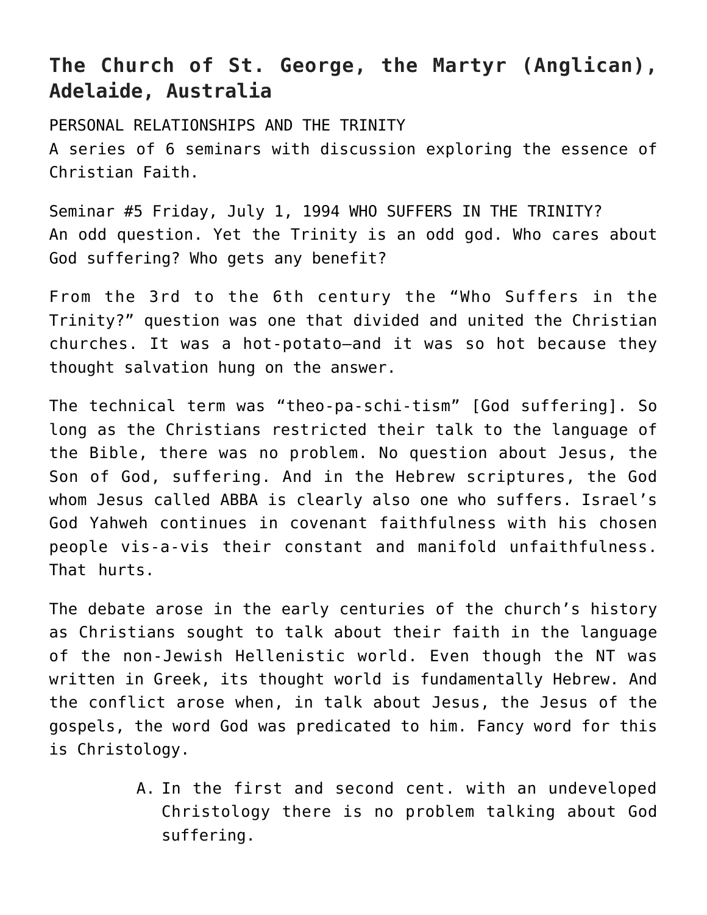## The Church of St. George, the Martyr (Anglican), Adelaide, Australia

PERSONAL RELATIONSHIPS AND THE TRINITY
A series of 6 seminars with discussion exploring the essence of Christian Faith.

Seminar #5 Friday, July 1, 1994 WHO SUFFERS IN THE TRINITY?
An odd question. Yet the Trinity is an odd god. Who cares about God suffering? Who gets any benefit?

From the 3rd to the 6th century the "Who Suffers in the Trinity?" question was one that divided and united the Christian churches. It was a hot-potato—and it was so hot because they thought salvation hung on the answer.

The technical term was "theo-pa-schi-tism" [God suffering]. So long as the Christians restricted their talk to the language of the Bible, there was no problem. No question about Jesus, the Son of God, suffering. And in the Hebrew scriptures, the God whom Jesus called ABBA is clearly also one who suffers. Israel's God Yahweh continues in covenant faithfulness with his chosen people vis-a-vis their constant and manifold unfaithfulness. That hurts.

The debate arose in the early centuries of the church's history as Christians sought to talk about their faith in the language of the non-Jewish Hellenistic world. Even though the NT was written in Greek, its thought world is fundamentally Hebrew. And the conflict arose when, in talk about Jesus, the Jesus of the gospels, the word God was predicated to him. Fancy word for this is Christology.

A. In the first and second cent. with an undeveloped Christology there is no problem talking about God suffering.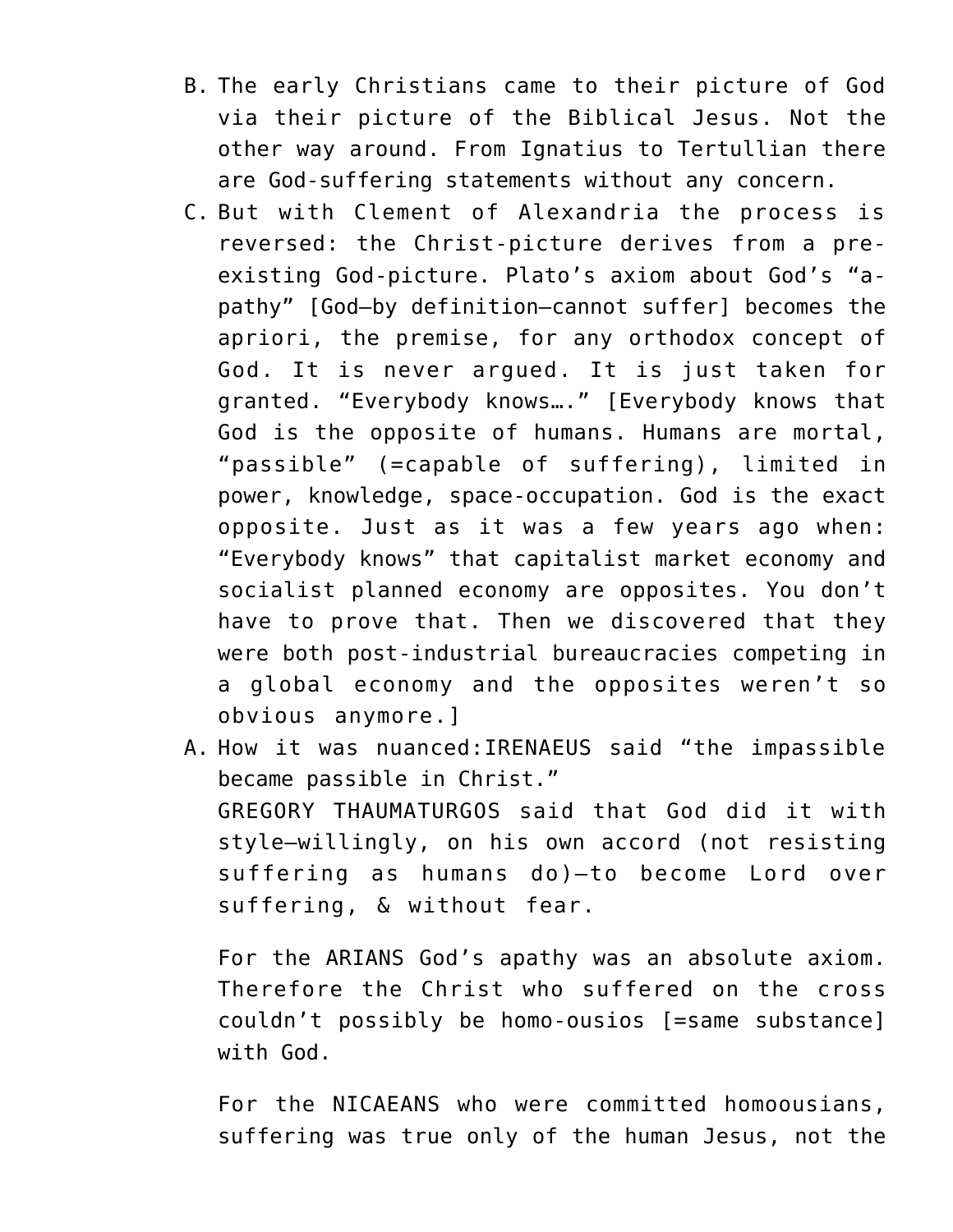B. The early Christians came to their picture of God via their picture of the Biblical Jesus. Not the other way around. From Ignatius to Tertullian there are God-suffering statements without any concern.
C. But with Clement of Alexandria the process is reversed: the Christ-picture derives from a pre-existing God-picture. Plato's axiom about God's "a-pathy" [God—by definition—cannot suffer] becomes the apriori, the premise, for any orthodox concept of God. It is never argued. It is just taken for granted. "Everybody knows…." [Everybody knows that God is the opposite of humans. Humans are mortal, "passible" (=capable of suffering), limited in power, knowledge, space-occupation. God is the exact opposite. Just as it was a few years ago when: "Everybody knows" that capitalist market economy and socialist planned economy are opposites. You don't have to prove that. Then we discovered that they were both post-industrial bureaucracies competing in a global economy and the opposites weren't so obvious anymore.]
A. How it was nuanced:IRENAEUS said "the impassible became passible in Christ."
   GREGORY THAUMATURGOS said that God did it with style—willingly, on his own accord (not resisting suffering as humans do)—to become Lord over suffering, & without fear.

   For the ARIANS God's apathy was an absolute axiom. Therefore the Christ who suffered on the cross couldn't possibly be homo-ousios [=same substance] with God.

   For the NICAEANS who were committed homoousians, suffering was true only of the human Jesus, not the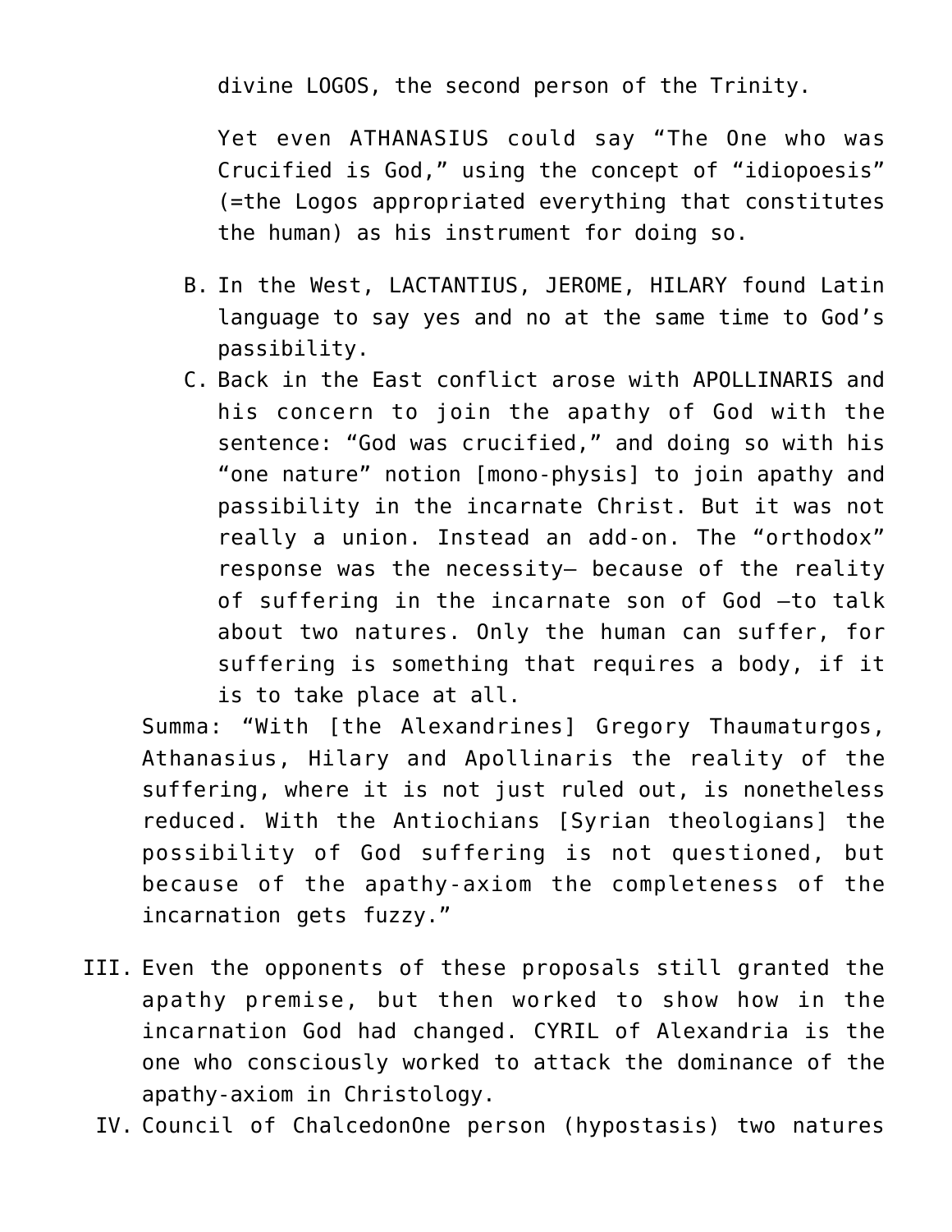divine LOGOS, the second person of the Trinity.

Yet even ATHANASIUS could say “The One who was Crucified is God,” using the concept of “idiopoesis” (=the Logos appropriated everything that constitutes the human) as his instrument for doing so.

B. In the West, LACTANTIUS, JEROME, HILARY found Latin language to say yes and no at the same time to God’s passibility.
C. Back in the East conflict arose with APOLLINARIS and his concern to join the apathy of God with the sentence: “God was crucified,” and doing so with his “one nature” notion [mono-physis] to join apathy and passibility in the incarnate Christ. But it was not really a union. Instead an add-on. The “orthodox” response was the necessity– because of the reality of suffering in the incarnate son of God –to talk about two natures. Only the human can suffer, for suffering is something that requires a body, if it is to take place at all.

Summa: “With [the Alexandrines] Gregory Thaumaturgos, Athanasius, Hilary and Apollinaris the reality of the suffering, where it is not just ruled out, is nonetheless reduced. With the Antiochians [Syrian theologians] the possibility of God suffering is not questioned, but because of the apathy-axiom the completeness of the incarnation gets fuzzy.”

III. Even the opponents of these proposals still granted the apathy premise, but then worked to show how in the incarnation God had changed. CYRIL of Alexandria is the one who consciously worked to attack the dominance of the apathy-axiom in Christology.
IV. Council of ChalcedonOne person (hypostasis) two natures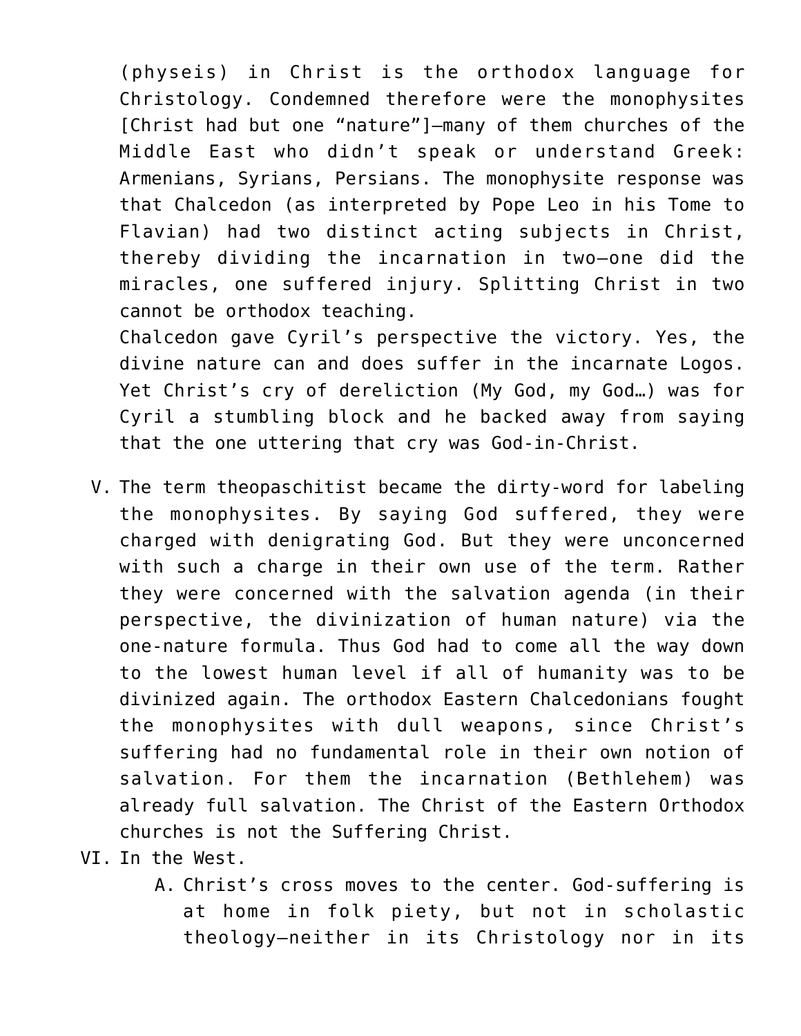(physeis) in Christ is the orthodox language for Christology. Condemned therefore were the monophysites [Christ had but one "nature"]—many of them churches of the Middle East who didn't speak or understand Greek: Armenians, Syrians, Persians. The monophysite response was that Chalcedon (as interpreted by Pope Leo in his Tome to Flavian) had two distinct acting subjects in Christ, thereby dividing the incarnation in two—one did the miracles, one suffered injury. Splitting Christ in two cannot be orthodox teaching.

Chalcedon gave Cyril's perspective the victory. Yes, the divine nature can and does suffer in the incarnate Logos. Yet Christ's cry of dereliction (My God, my God…) was for Cyril a stumbling block and he backed away from saying that the one uttering that cry was God-in-Christ.

V. The term theopaschitist became the dirty-word for labeling the monophysites. By saying God suffered, they were charged with denigrating God. But they were unconcerned with such a charge in their own use of the term. Rather they were concerned with the salvation agenda (in their perspective, the divinization of human nature) via the one-nature formula. Thus God had to come all the way down to the lowest human level if all of humanity was to be divinized again. The orthodox Eastern Chalcedonians fought the monophysites with dull weapons, since Christ's suffering had no fundamental role in their own notion of salvation. For them the incarnation (Bethlehem) was already full salvation. The Christ of the Eastern Orthodox churches is not the Suffering Christ.

VI. In the West.
   A. Christ's cross moves to the center. God-suffering is at home in folk piety, but not in scholastic theology—neither in its Christology nor in its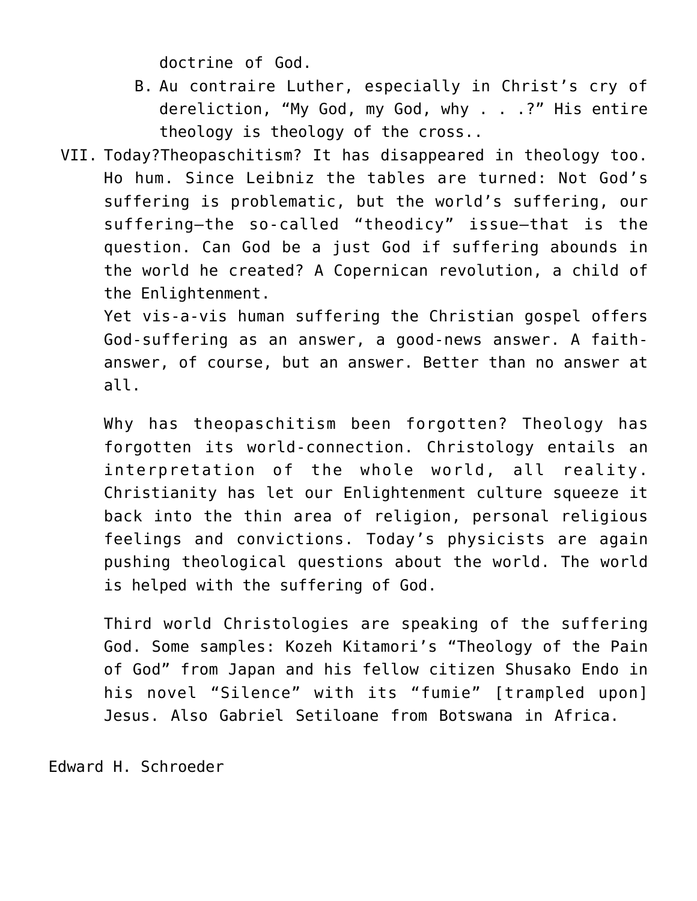doctrine of God.

B. Au contraire Luther, especially in Christ's cry of dereliction, "My God, my God, why . . .?" His entire theology is theology of the cross..

VII. Today?Theopaschitism? It has disappeared in theology too. Ho hum. Since Leibniz the tables are turned: Not God's suffering is problematic, but the world's suffering, our suffering—the so-called "theodicy" issue—that is the question. Can God be a just God if suffering abounds in the world he created? A Copernican revolution, a child of the Enlightenment.

Yet vis-a-vis human suffering the Christian gospel offers God-suffering as an answer, a good-news answer. A faith-answer, of course, but an answer. Better than no answer at all.

Why has theopaschitism been forgotten? Theology has forgotten its world-connection. Christology entails an interpretation of the whole world, all reality. Christianity has let our Enlightenment culture squeeze it back into the thin area of religion, personal religious feelings and convictions. Today's physicists are again pushing theological questions about the world. The world is helped with the suffering of God.

Third world Christologies are speaking of the suffering God. Some samples: Kozeh Kitamori's "Theology of the Pain of God" from Japan and his fellow citizen Shusako Endo in his novel "Silence" with its "fumie" [trampled upon] Jesus. Also Gabriel Setiloane from Botswana in Africa.

Edward H. Schroeder